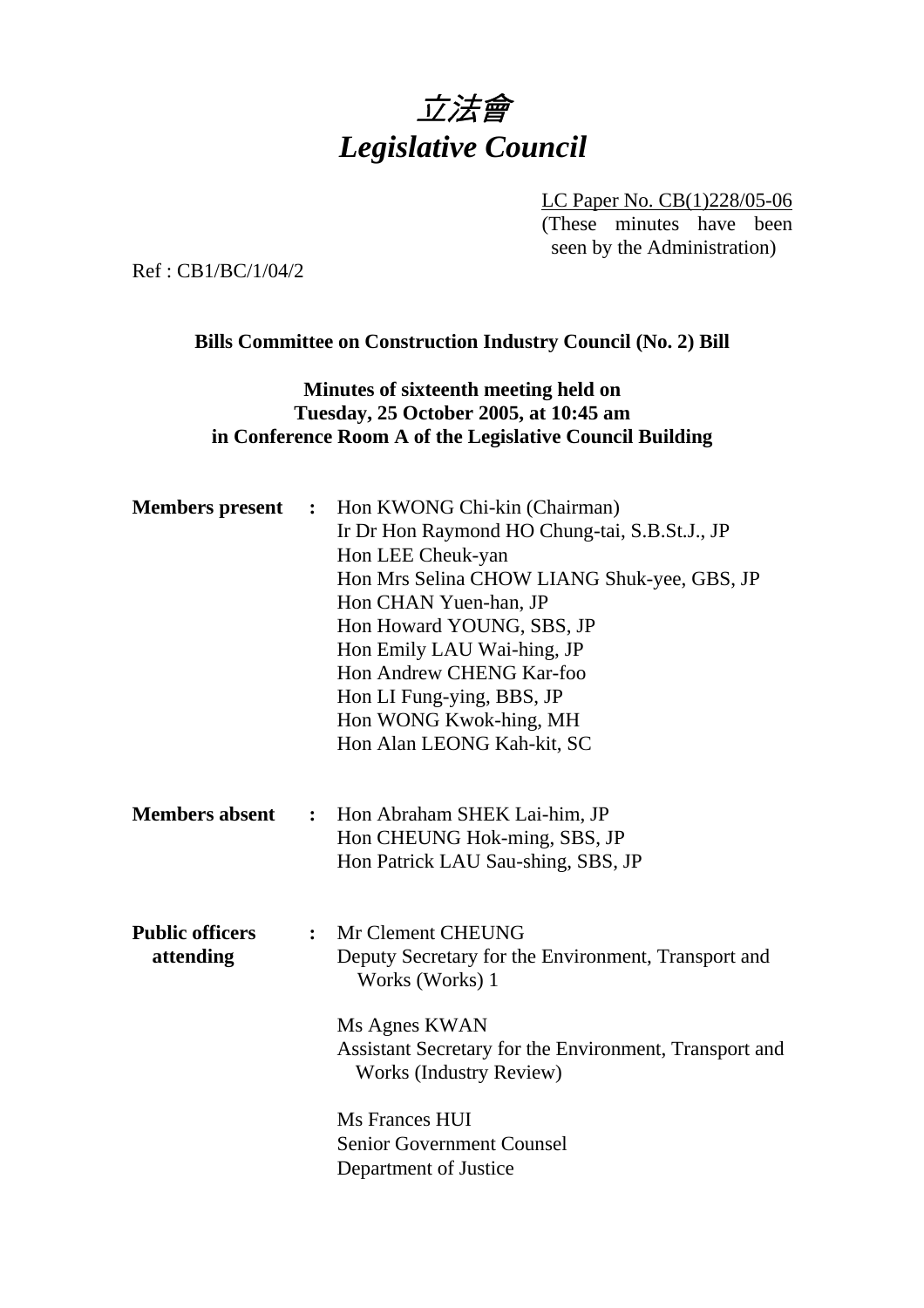# *立法會*
# *Legislative Council*

LC Paper No. CB(1)228/05-06
(These minutes have been seen by the Administration)

Ref : CB1/BC/1/04/2

**Bills Committee on Construction Industry Council (No. 2) Bill**

**Minutes of sixteenth meeting held on**
**Tuesday, 25 October 2005, at 10:45 am**
**in Conference Room A of the Legislative Council Building**

**Members present :**
Hon KWONG Chi-kin (Chairman)
Ir Dr Hon Raymond HO Chung-tai, S.B.St.J., JP
Hon LEE Cheuk-yan
Hon Mrs Selina CHOW LIANG Shuk-yee, GBS, JP
Hon CHAN Yuen-han, JP
Hon Howard YOUNG, SBS, JP
Hon Emily LAU Wai-hing, JP
Hon Andrew CHENG Kar-foo
Hon LI Fung-ying, BBS, JP
Hon WONG Kwok-hing, MH
Hon Alan LEONG Kah-kit, SC

**Members absent :**
Hon Abraham SHEK Lai-him, JP
Hon CHEUNG Hok-ming, SBS, JP
Hon Patrick LAU Sau-shing, SBS, JP

**Public officers attending :**
Mr Clement CHEUNG
Deputy Secretary for the Environment, Transport and Works (Works) 1

Ms Agnes KWAN
Assistant Secretary for the Environment, Transport and Works (Industry Review)

Ms Frances HUI
Senior Government Counsel
Department of Justice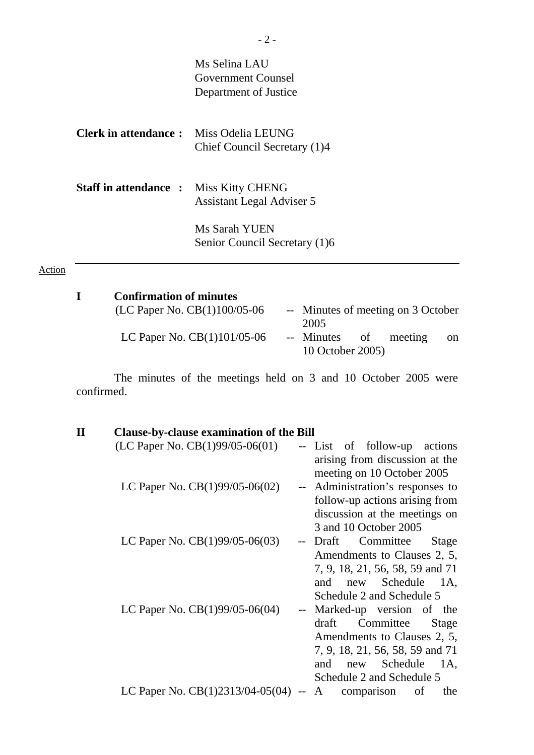Ms Selina LAU
Government Counsel
Department of Justice

**Clerk in attendance :** Miss Odelia LEUNG
Chief Council Secretary (1)4

**Staff in attendance :** Miss Kitty CHENG
Assistant Legal Adviser 5

Ms Sarah YUEN
Senior Council Secretary (1)6

Action

---

**I Confirmation of minutes**

(LC Paper No. CB(1)100/05-06 -- Minutes of meeting on 3 October 2005
LC Paper No. CB(1)101/05-06 -- Minutes of meeting on 10 October 2005)

The minutes of the meetings held on 3 and 10 October 2005 were confirmed.

**II Clause-by-clause examination of the Bill**

(LC Paper No. CB(1)99/05-06(01) -- List of follow-up actions arising from discussion at the meeting on 10 October 2005

LC Paper No. CB(1)99/05-06(02) -- Administration's responses to follow-up actions arising from discussion at the meetings on 3 and 10 October 2005

LC Paper No. CB(1)99/05-06(03) -- Draft Committee Stage Amendments to Clauses 2, 5, 7, 9, 18, 21, 56, 58, 59 and 71 and new Schedule 1A, Schedule 2 and Schedule 5

LC Paper No. CB(1)99/05-06(04) -- Marked-up version of the draft Committee Stage Amendments to Clauses 2, 5, 7, 9, 18, 21, 56, 58, 59 and 71 and new Schedule 1A, Schedule 2 and Schedule 5

LC Paper No. CB(1)2313/04-05(04) -- A comparison of the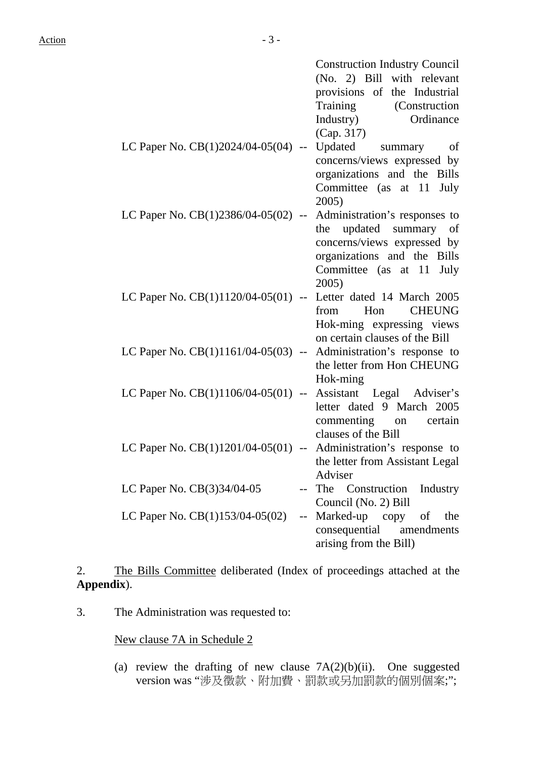| | | |
|---|---|---|
| | | Construction Industry Council (No. 2) Bill with relevant provisions of the Industrial Training (Construction Industry) Ordinance (Cap. 317) |
| LC Paper No. CB(1)2024/04-05(04) | -- | Updated summary of concerns/views expressed by organizations and the Bills Committee (as at 11 July 2005) |
| LC Paper No. CB(1)2386/04-05(02) | -- | Administration's responses to the updated summary of concerns/views expressed by organizations and the Bills Committee (as at 11 July 2005) |
| LC Paper No. CB(1)1120/04-05(01) | -- | Letter dated 14 March 2005 from Hon CHEUNG Hok-ming expressing views on certain clauses of the Bill |
| LC Paper No. CB(1)1161/04-05(03) | -- | Administration's response to the letter from Hon CHEUNG Hok-ming |
| LC Paper No. CB(1)1106/04-05(01) | -- | Assistant Legal Adviser's letter dated 9 March 2005 commenting on certain clauses of the Bill |
| LC Paper No. CB(1)1201/04-05(01) | -- | Administration's response to the letter from Assistant Legal Adviser |
| LC Paper No. CB(3)34/04-05 | -- | The Construction Industry Council (No. 2) Bill |
| LC Paper No. CB(1)153/04-05(02) | -- | Marked-up copy of the consequential amendments arising from the Bill) |

2. The Bills Committee deliberated (Index of proceedings attached at the **Appendix**).

3. The Administration was requested to:

New clause 7A in Schedule 2

(a) review the drafting of new clause 7A(2)(b)(ii). One suggested version was "涉及徵款、附加費、罰款或另加罰款的個別個案;";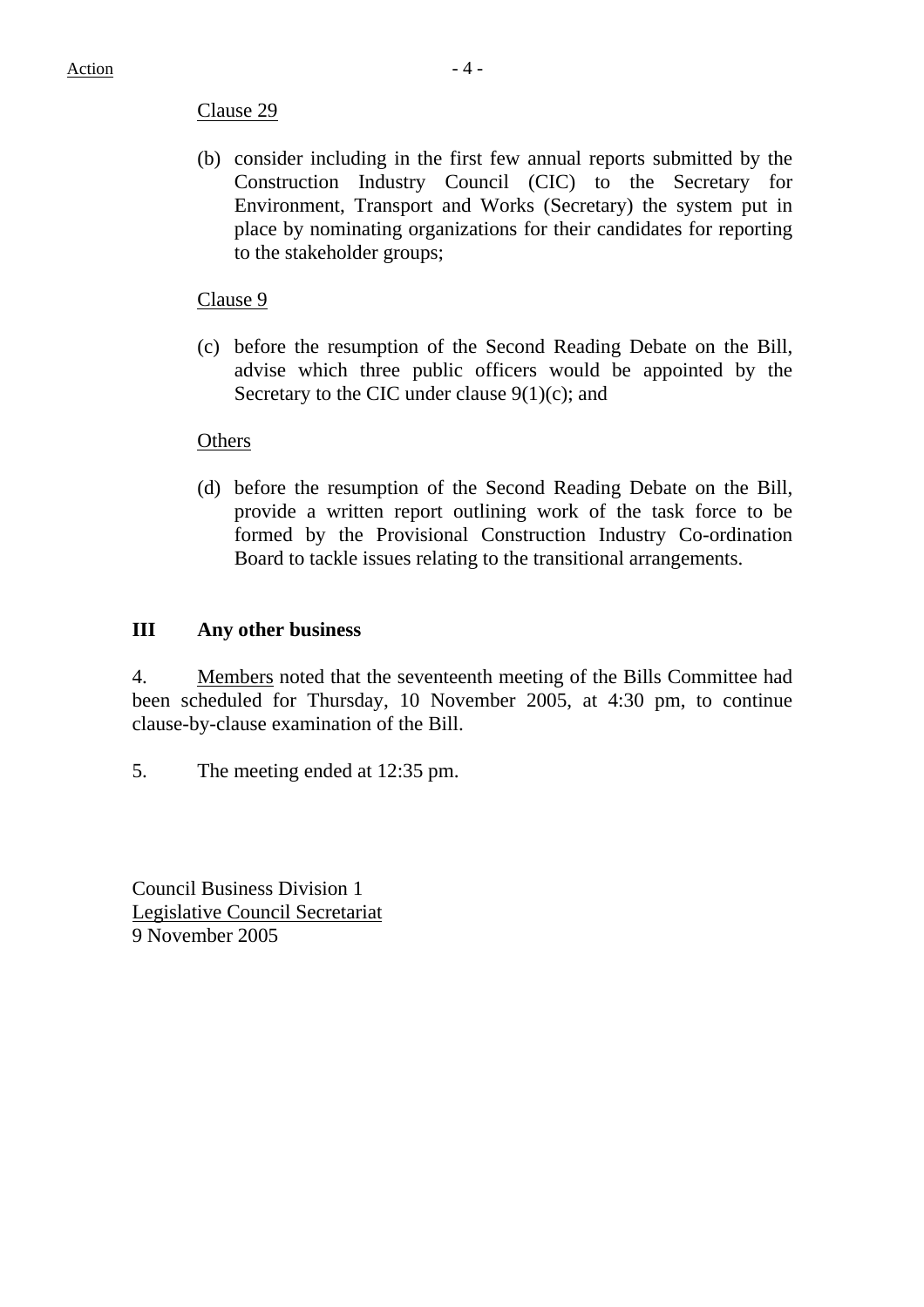Clause 29

(b) consider including in the first few annual reports submitted by the Construction Industry Council (CIC) to the Secretary for Environment, Transport and Works (Secretary) the system put in place by nominating organizations for their candidates for reporting to the stakeholder groups;

Clause 9

(c) before the resumption of the Second Reading Debate on the Bill, advise which three public officers would be appointed by the Secretary to the CIC under clause 9(1)(c); and

Others

(d) before the resumption of the Second Reading Debate on the Bill, provide a written report outlining work of the task force to be formed by the Provisional Construction Industry Co-ordination Board to tackle issues relating to the transitional arrangements.

## III Any other business

4. Members noted that the seventeenth meeting of the Bills Committee had been scheduled for Thursday, 10 November 2005, at 4:30 pm, to continue clause-by-clause examination of the Bill.

5. The meeting ended at 12:35 pm.

Council Business Division 1
Legislative Council Secretariat
9 November 2005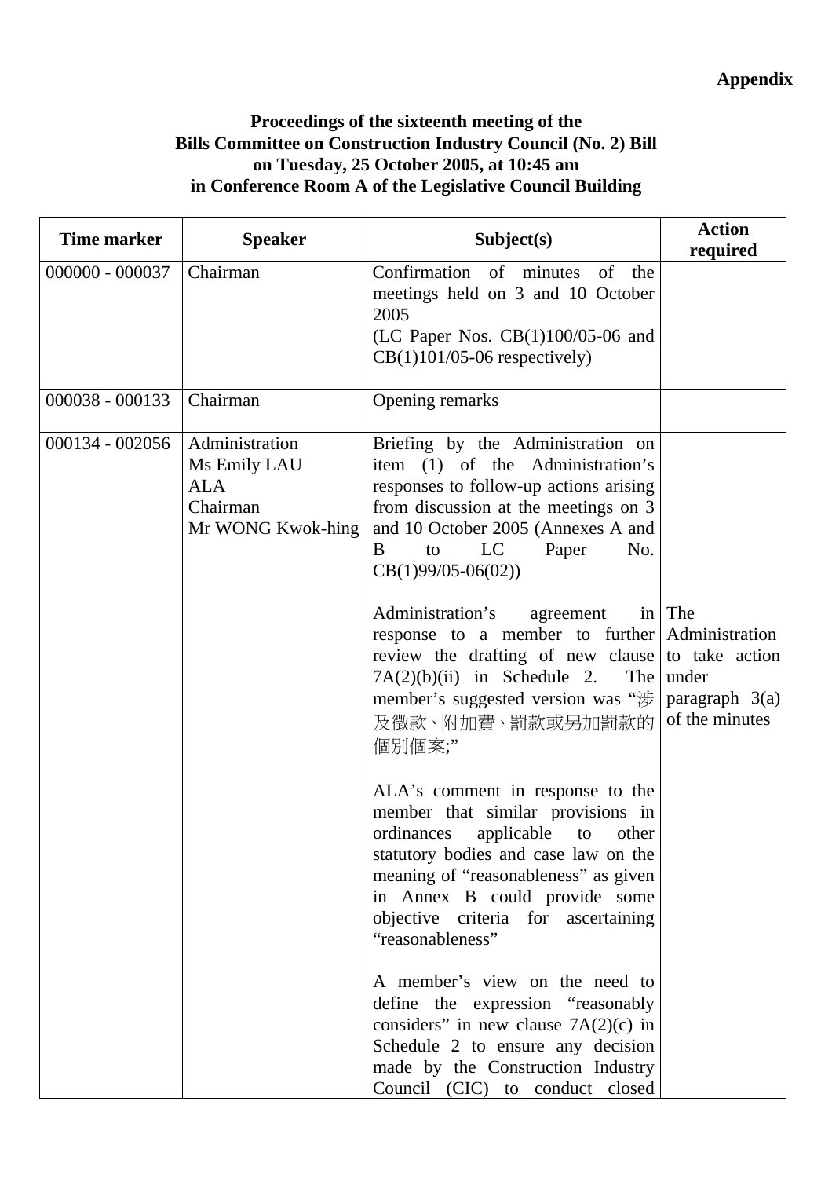**Appendix**

**Proceedings of the sixteenth meeting of the**
**Bills Committee on Construction Industry Council (No. 2) Bill**
**on Tuesday, 25 October 2005, at 10:45 am**
**in Conference Room A of the Legislative Council Building**

| Time marker | Speaker | Subject(s) | Action required |
|---|---|---|---|
| 000000 - 000037 | Chairman | Confirmation of minutes of the meetings held on 3 and 10 October 2005<br>(LC Paper Nos. CB(1)100/05-06 and CB(1)101/05-06 respectively) | |
| 000038 - 000133 | Chairman | Opening remarks | |
| 000134 - 002056 | Administration<br>Ms Emily LAU<br>ALA<br>Chairman<br>Mr WONG Kwok-hing | Briefing by the Administration on item (1) of the Administration's responses to follow-up actions arising from discussion at the meetings on 3 and 10 October 2005 (Annexes A and B to LC Paper No. CB(1)99/05-06(02))<br><br>Administration's agreement in response to a member to further review the drafting of new clause 7A(2)(b)(ii) in Schedule 2. The member's suggested version was "涉及徵款、附加費、罰款或另加罰款的個別個案;"<br><br>ALA's comment in response to the member that similar provisions in ordinances applicable to other statutory bodies and case law on the meaning of "reasonableness" as given in Annex B could provide some objective criteria for ascertaining "reasonableness"<br><br>A member's view on the need to define the expression "reasonably considers" in new clause 7A(2)(c) in Schedule 2 to ensure any decision made by the Construction Industry Council (CIC) to conduct closed | The Administration to take action under paragraph 3(a) of the minutes |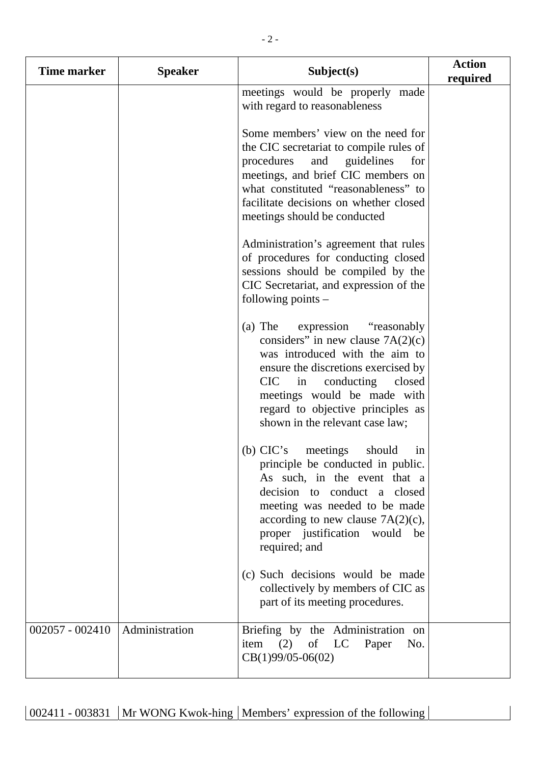| Time marker | Speaker | Subject(s) | Action required |
|---|---|---|---|
| | | meetings would be properly made with regard to reasonableness<br><br>Some members' view on the need for the CIC secretariat to compile rules of procedures and guidelines for meetings, and brief CIC members on what constituted "reasonableness" to facilitate decisions on whether closed meetings should be conducted<br><br>Administration's agreement that rules of procedures for conducting closed sessions should be compiled by the CIC Secretariat, and expression of the following points –<br><br>(a) The expression "reasonably considers" in new clause 7A(2)(c) was introduced with the aim to ensure the discretions exercised by CIC in conducting closed meetings would be made with regard to objective principles as shown in the relevant case law;<br><br>(b) CIC's meetings should in principle be conducted in public. As such, in the event that a decision to conduct a closed meeting was needed to be made according to new clause 7A(2)(c), proper justification would be required; and<br><br>(c) Such decisions would be made collectively by members of CIC as part of its meeting procedures. | |
| 002057 - 002410 | Administration | Briefing by the Administration on item (2) of LC Paper No. CB(1)99/05-06(02) | |
| 002411 - 003831 | Mr WONG Kwok-hing | Members' expression of the following | |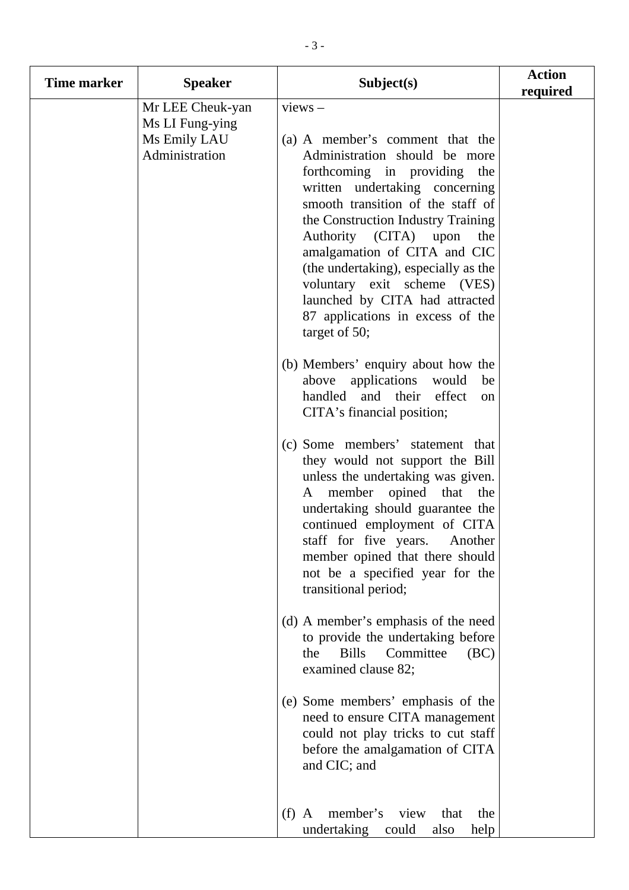| Time marker | Speaker | Subject(s) | Action required |
|---|---|---|---|
| | Mr LEE Cheuk-yan<br>Ms LI Fung-ying<br>Ms Emily LAU<br>Administration | views –<br><br>(a) A member's comment that the Administration should be more forthcoming in providing the written undertaking concerning smooth transition of the staff of the Construction Industry Training Authority (CITA) upon the amalgamation of CITA and CIC (the undertaking), especially as the voluntary exit scheme (VES) launched by CITA had attracted 87 applications in excess of the target of 50;<br><br>(b) Members' enquiry about how the above applications would be handled and their effect on CITA's financial position;<br><br>(c) Some members' statement that they would not support the Bill unless the undertaking was given. A member opined that the undertaking should guarantee the continued employment of CITA staff for five years. Another member opined that there should not be a specified year for the transitional period;<br><br>(d) A member's emphasis of the need to provide the undertaking before the Bills Committee (BC) examined clause 82;<br><br>(e) Some members' emphasis of the need to ensure CITA management could not play tricks to cut staff before the amalgamation of CITA and CIC; and<br><br>(f) A member's view that the undertaking could also help | |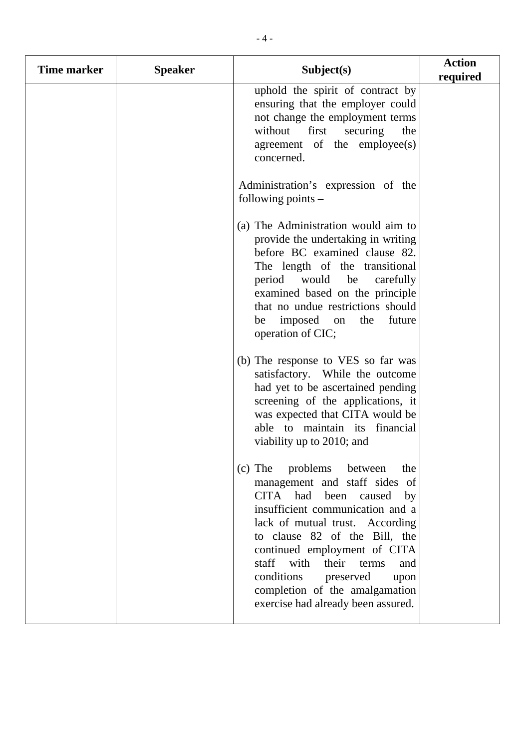| Time marker | Speaker | Subject(s) | Action required |
|---|---|---|---|
| | | uphold the spirit of contract by ensuring that the employer could not change the employment terms without first securing the agreement of the employee(s) concerned.<br><br>Administration's expression of the following points –<br><br>(a) The Administration would aim to provide the undertaking in writing before BC examined clause 82. The length of the transitional period would be carefully examined based on the principle that no undue restrictions should be imposed on the future operation of CIC;<br><br>(b) The response to VES so far was satisfactory. While the outcome had yet to be ascertained pending screening of the applications, it was expected that CITA would be able to maintain its financial viability up to 2010; and<br><br>(c) The problems between the management and staff sides of CITA had been caused by insufficient communication and a lack of mutual trust. According to clause 82 of the Bill, the continued employment of CITA staff with their terms and conditions preserved upon completion of the amalgamation exercise had already been assured. | |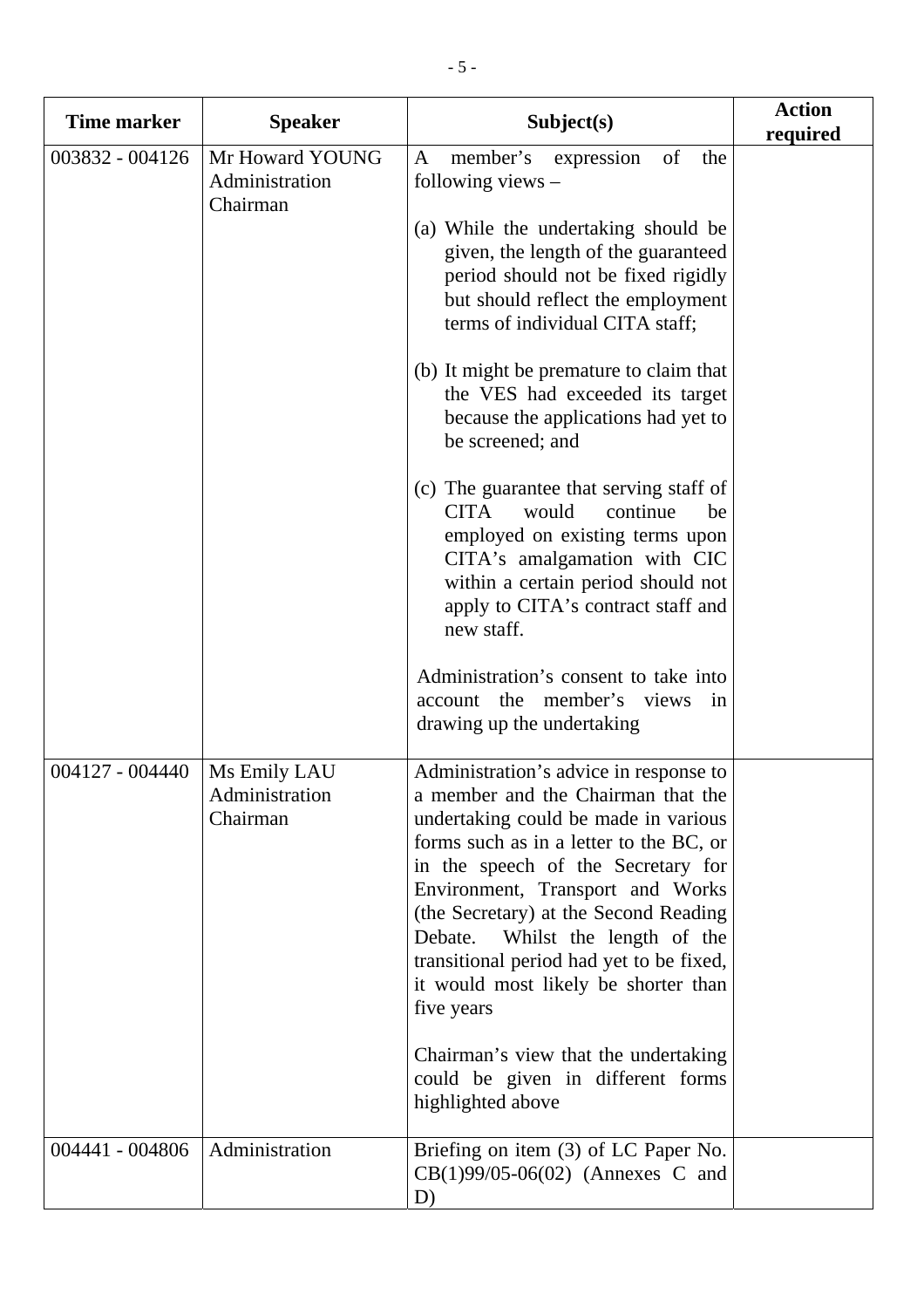| Time marker | Speaker | Subject(s) | Action required |
|---|---|---|---|
| 003832 - 004126 | Mr Howard YOUNG<br>Administration<br>Chairman | A member's expression of the following views –<br><br>(a) While the undertaking should be given, the length of the guaranteed period should not be fixed rigidly but should reflect the employment terms of individual CITA staff;<br><br>(b) It might be premature to claim that the VES had exceeded its target because the applications had yet to be screened; and<br><br>(c) The guarantee that serving staff of CITA would continue be employed on existing terms upon CITA's amalgamation with CIC within a certain period should not apply to CITA's contract staff and new staff.<br><br>Administration's consent to take into account the member's views in drawing up the undertaking | |
| 004127 - 004440 | Ms Emily LAU<br>Administration<br>Chairman | Administration's advice in response to a member and the Chairman that the undertaking could be made in various forms such as in a letter to the BC, or in the speech of the Secretary for Environment, Transport and Works (the Secretary) at the Second Reading Debate. Whilst the length of the transitional period had yet to be fixed, it would most likely be shorter than five years<br><br>Chairman's view that the undertaking could be given in different forms highlighted above | |
| 004441 - 004806 | Administration | Briefing on item (3) of LC Paper No. CB(1)99/05-06(02) (Annexes C and D) | |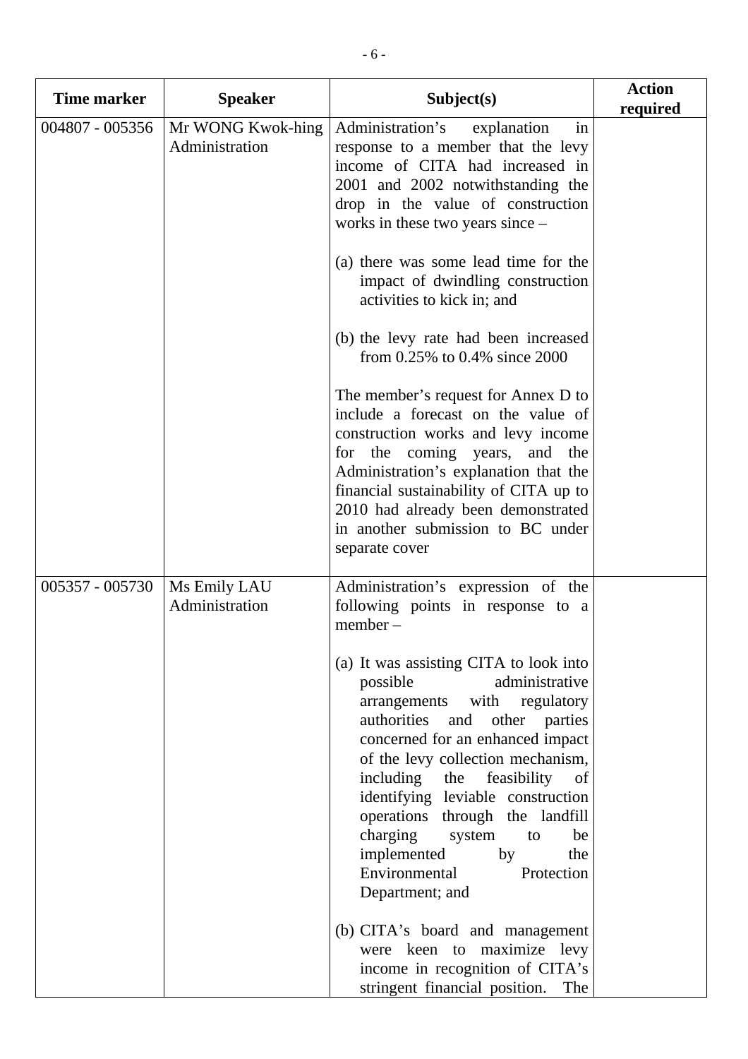| Time marker | Speaker | Subject(s) | Action required |
|---|---|---|---|
| 004807 - 005356 | Mr WONG Kwok-hing<br>Administration | Administration's explanation in response to a member that the levy income of CITA had increased in 2001 and 2002 notwithstanding the drop in the value of construction works in these two years since –<br><br>(a) there was some lead time for the impact of dwindling construction activities to kick in; and<br><br>(b) the levy rate had been increased from 0.25% to 0.4% since 2000<br><br>The member's request for Annex D to include a forecast on the value of construction works and levy income for the coming years, and the Administration's explanation that the financial sustainability of CITA up to 2010 had already been demonstrated in another submission to BC under separate cover | |
| 005357 - 005730 | Ms Emily LAU<br>Administration | Administration's expression of the following points in response to a member –<br><br>(a) It was assisting CITA to look into possible administrative arrangements with regulatory authorities and other parties concerned for an enhanced impact of the levy collection mechanism, including the feasibility of identifying leviable construction operations through the landfill charging system to be implemented by the Environmental Protection Department; and<br><br>(b) CITA's board and management were keen to maximize levy income in recognition of CITA's stringent financial position. The | |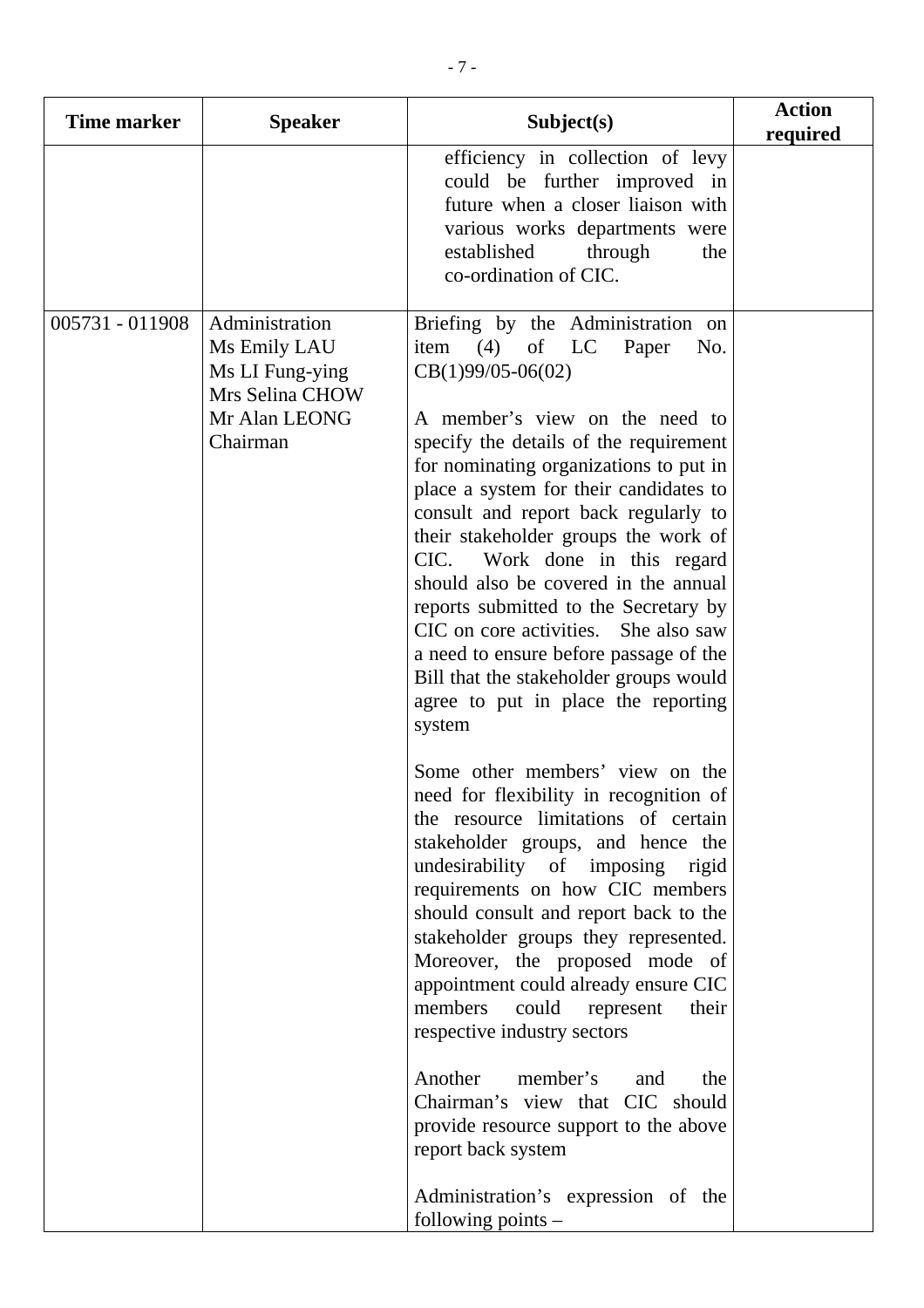| Time marker | Speaker | Subject(s) | Action required |
|---|---|---|---|
| | | efficiency in collection of levy could be further improved in future when a closer liaison with various works departments were established through the co-ordination of CIC. | |
| 005731 - 011908 | Administration<br>Ms Emily LAU<br>Ms LI Fung-ying<br>Mrs Selina CHOW<br>Mr Alan LEONG<br>Chairman | Briefing by the Administration on item (4) of LC Paper No. CB(1)99/05-06(02)<br><br>A member's view on the need to specify the details of the requirement for nominating organizations to put in place a system for their candidates to consult and report back regularly to their stakeholder groups the work of CIC. Work done in this regard should also be covered in the annual reports submitted to the Secretary by CIC on core activities. She also saw a need to ensure before passage of the Bill that the stakeholder groups would agree to put in place the reporting system<br><br>Some other members' view on the need for flexibility in recognition of the resource limitations of certain stakeholder groups, and hence the undesirability of imposing rigid requirements on how CIC members should consult and report back to the stakeholder groups they represented. Moreover, the proposed mode of appointment could already ensure CIC members could represent their respective industry sectors<br><br>Another member's and the Chairman's view that CIC should provide resource support to the above report back system<br><br>Administration's expression of the following points – | |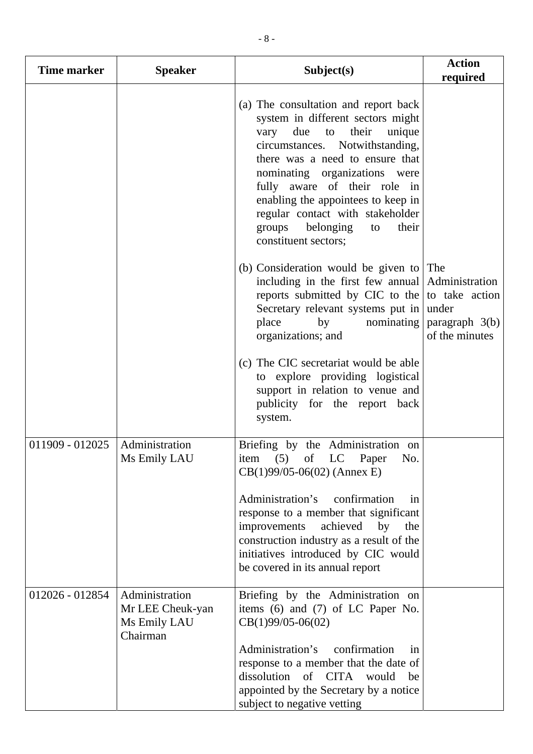| Time marker | Speaker | Subject(s) | Action required |
|---|---|---|---|
| | | (a) The consultation and report back system in different sectors might vary due to their unique circumstances. Notwithstanding, there was a need to ensure that nominating organizations were fully aware of their role in enabling the appointees to keep in regular contact with stakeholder groups belonging to their constituent sectors;<br><br>(b) Consideration would be given to including in the first few annual reports submitted by CIC to the Secretary relevant systems put in place by nominating organizations; and<br><br>(c) The CIC secretariat would be able to explore providing logistical support in relation to venue and publicity for the report back system. | The Administration to take action under paragraph 3(b) of the minutes |
| 011909 - 012025 | Administration<br>Ms Emily LAU | Briefing by the Administration on item (5) of LC Paper No. CB(1)99/05-06(02) (Annex E)<br><br>Administration's confirmation in response to a member that significant improvements achieved by the construction industry as a result of the initiatives introduced by CIC would be covered in its annual report | |
| 012026 - 012854 | Administration<br>Mr LEE Cheuk-yan<br>Ms Emily LAU<br>Chairman | Briefing by the Administration on items (6) and (7) of LC Paper No. CB(1)99/05-06(02)<br><br>Administration's confirmation in response to a member that the date of dissolution of CITA would be appointed by the Secretary by a notice subject to negative vetting | |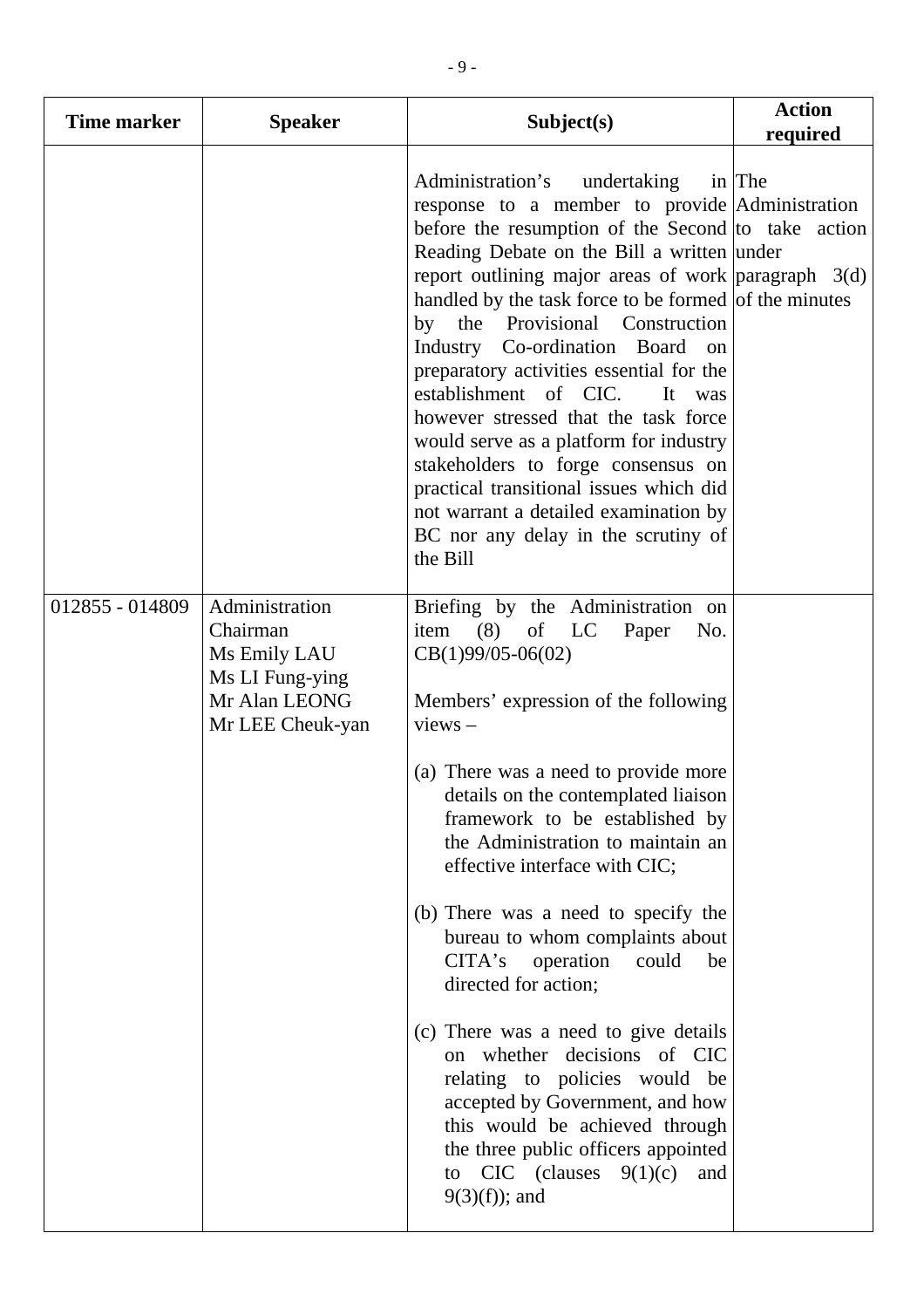| Time marker | Speaker | Subject(s) | Action required |
| --- | --- | --- | --- |
| | | Administration's undertaking in response to a member to provide before the resumption of the Second Reading Debate on the Bill a written report outlining major areas of work handled by the task force to be formed by the Provisional Construction Industry Co-ordination Board on preparatory activities essential for the establishment of CIC. It was however stressed that the task force would serve as a platform for industry stakeholders to forge consensus on practical transitional issues which did not warrant a detailed examination by BC nor any delay in the scrutiny of the Bill | The Administration to take action under paragraph 3(d) of the minutes |
| 012855 - 014809 | Administration<br>Chairman<br>Ms Emily LAU<br>Ms LI Fung-ying<br>Mr Alan LEONG<br>Mr LEE Cheuk-yan | Briefing by the Administration on item (8) of LC Paper No. CB(1)99/05-06(02)<br><br>Members' expression of the following views –<br><br>(a) There was a need to provide more details on the contemplated liaison framework to be established by the Administration to maintain an effective interface with CIC;<br><br>(b) There was a need to specify the bureau to whom complaints about CITA's operation could be directed for action;<br><br>(c) There was a need to give details on whether decisions of CIC relating to policies would be accepted by Government, and how this would be achieved through the three public officers appointed to CIC (clauses 9(1)(c) and 9(3)(f)); and | |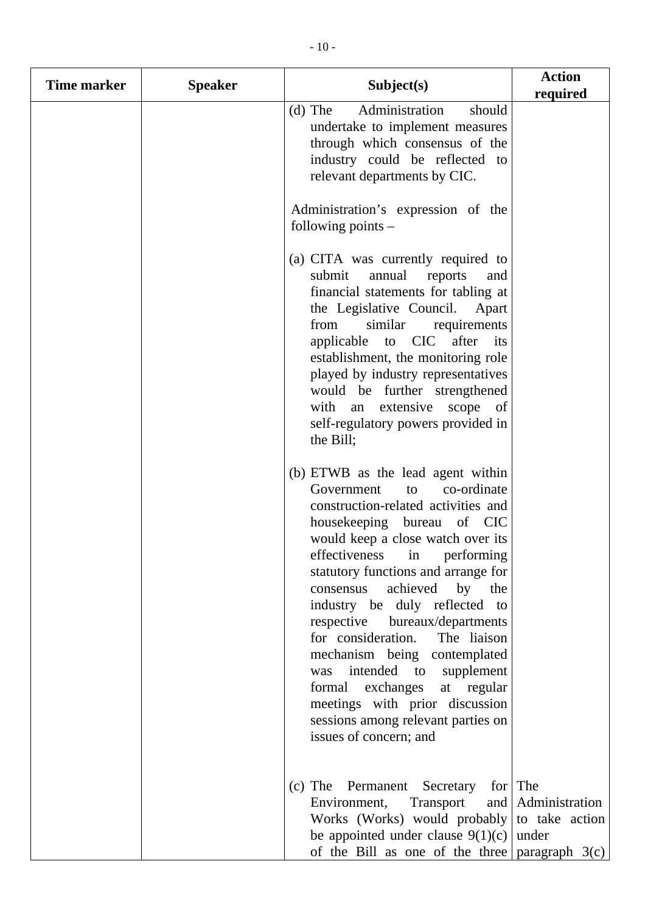| Time marker | Speaker | Subject(s) | Action required |
|---|---|---|---|
| | | (d) The Administration should undertake to implement measures through which consensus of the industry could be reflected to relevant departments by CIC.<br><br>Administration's expression of the following points –<br><br>(a) CITA was currently required to submit annual reports and financial statements for tabling at the Legislative Council. Apart from similar requirements applicable to CIC after its establishment, the monitoring role played by industry representatives would be further strengthened with an extensive scope of self-regulatory powers provided in the Bill;<br><br>(b) ETWB as the lead agent within Government to co-ordinate construction-related activities and housekeeping bureau of CIC would keep a close watch over its effectiveness in performing statutory functions and arrange for consensus achieved by the industry be duly reflected to respective bureaux/departments for consideration. The liaison mechanism being contemplated was intended to supplement formal exchanges at regular meetings with prior discussion sessions among relevant parties on issues of concern; and<br><br>(c) The Permanent Secretary for Environment, Transport and Works (Works) would probably be appointed under clause 9(1)(c) of the Bill as one of the three | The Administration to take action under paragraph 3(c) |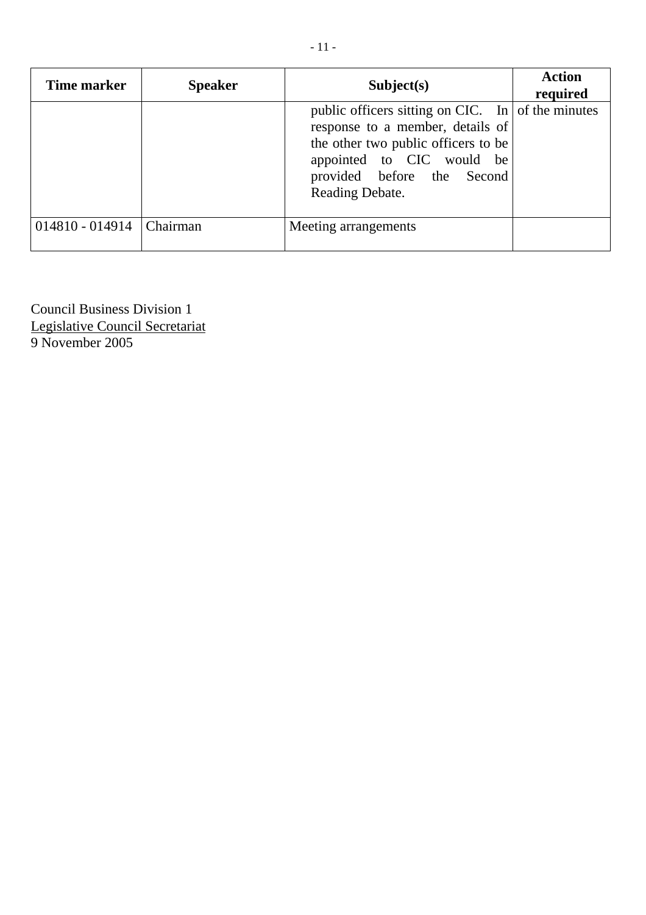| Time marker | Speaker | Subject(s) | Action required |
|---|---|---|---|
| | | public officers sitting on CIC. In response to a member, details of the other two public officers to be appointed to CIC would be provided before the Second Reading Debate. | of the minutes |
| 014810 - 014914 | Chairman | Meeting arrangements | |

Council Business Division 1
Legislative Council Secretariat
9 November 2005